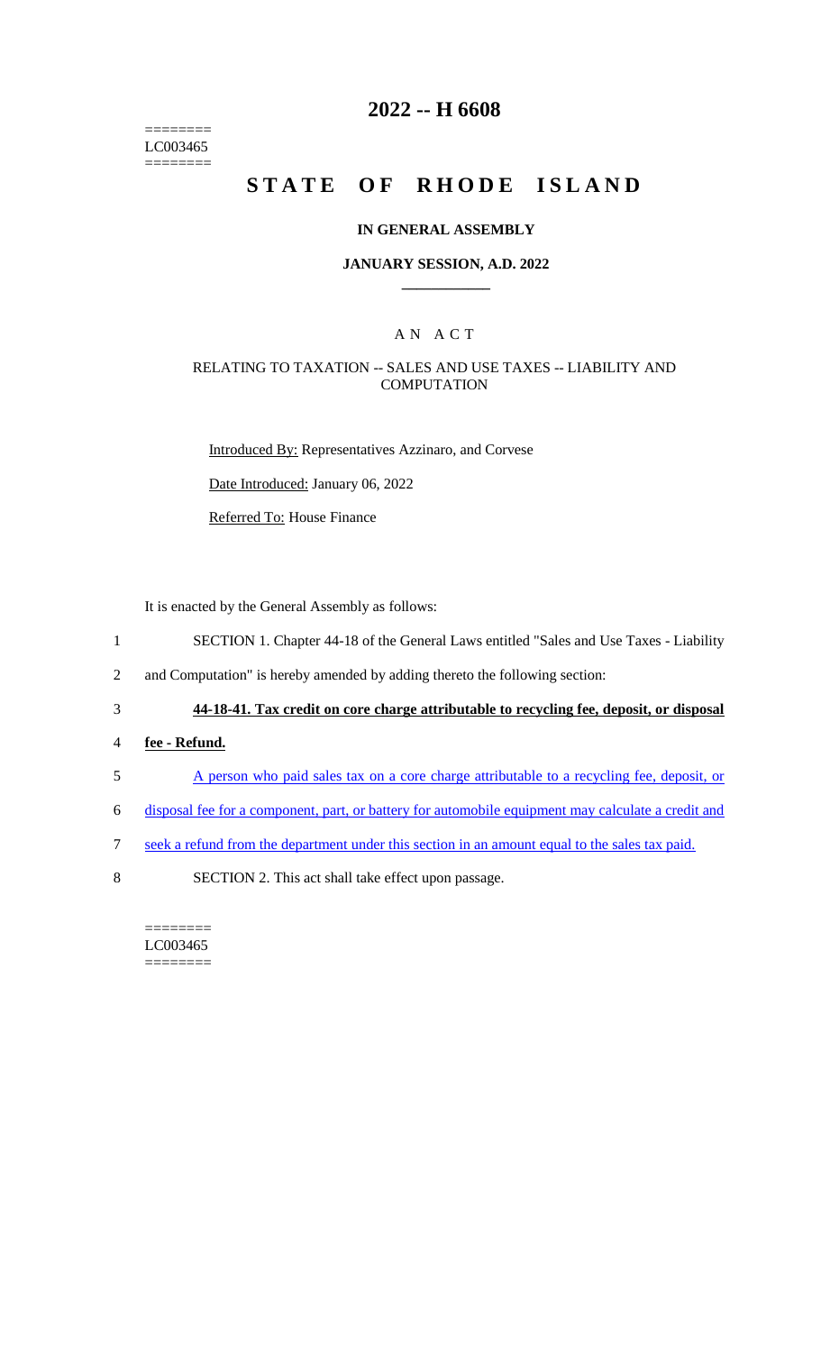========
LC003465
========

# 2022 -- H 6608

# STATE OF RHODE ISLAND

## IN GENERAL ASSEMBLY

### JANUARY SESSION, A.D. 2022

---

## A N A C T

### RELATING TO TAXATION -- SALES AND USE TAXES -- LIABILITY AND COMPUTATION

Introduced By: Representatives Azzinaro, and Corvese

Date Introduced: January 06, 2022

Referred To: House Finance

It is enacted by the General Assembly as follows:

1 SECTION 1. Chapter 44-18 of the General Laws entitled "Sales and Use Taxes - Liability

2 and Computation" is hereby amended by adding thereto the following section:

3 **44-18-41. Tax credit on core charge attributable to recycling fee, deposit, or disposal**

4 **fee - Refund.**

5 A person who paid sales tax on a core charge attributable to a recycling fee, deposit, or

6 disposal fee for a component, part, or battery for automobile equipment may calculate a credit and

7 seek a refund from the department under this section in an amount equal to the sales tax paid.

8 SECTION 2. This act shall take effect upon passage.

========
LC003465
========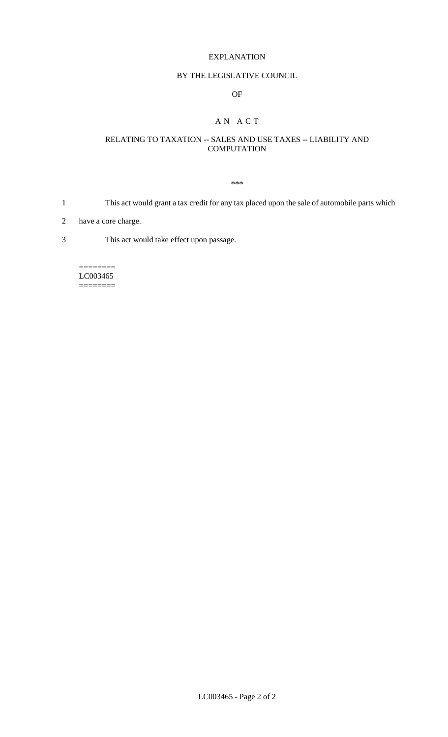EXPLANATION

BY THE LEGISLATIVE COUNCIL

OF

# A N A C T

## RELATING TO TAXATION -- SALES AND USE TAXES -- LIABILITY AND COMPUTATION

\*\*\*

1 This act would grant a tax credit for any tax placed upon the sale of automobile parts which

2 have a core charge.

3 This act would take effect upon passage.

========
LC003465
========